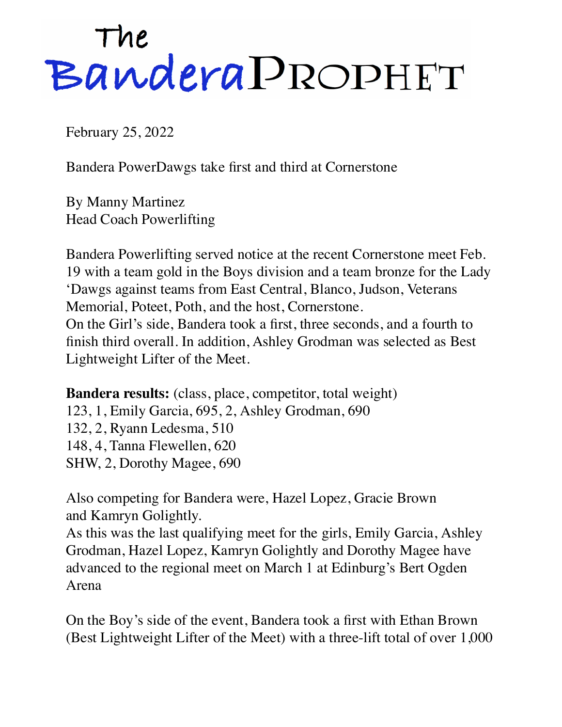# The Bandera Prophet

February 25, 2022

Bandera PowerDawgs take first and third at Cornerstone

By Manny Martinez
Head Coach Powerlifting

Bandera Powerlifting served notice at the recent Cornerstone meet Feb. 19 with a team gold in the Boys division and a team bronze for the Lady 'Dawgs against teams from East Central, Blanco, Judson, Veterans Memorial, Poteet, Poth, and the host, Cornerstone.
On the Girl's side, Bandera took a first, three seconds, and a fourth to finish third overall. In addition, Ashley Grodman was selected as Best Lightweight Lifter of the Meet.

**Bandera results:** (class, place, competitor, total weight)
123, 1, Emily Garcia, 695, 2, Ashley Grodman, 690
132, 2, Ryann Ledesma, 510
148, 4, Tanna Flewellen, 620
SHW, 2, Dorothy Magee, 690

Also competing for Bandera were, Hazel Lopez, Gracie Brown and Kamryn Golightly.
As this was the last qualifying meet for the girls, Emily Garcia, Ashley Grodman, Hazel Lopez, Kamryn Golightly and Dorothy Magee have advanced to the regional meet on March 1 at Edinburg's Bert Ogden Arena

On the Boy's side of the event, Bandera took a first with Ethan Brown (Best Lightweight Lifter of the Meet) with a three-lift total of over 1,000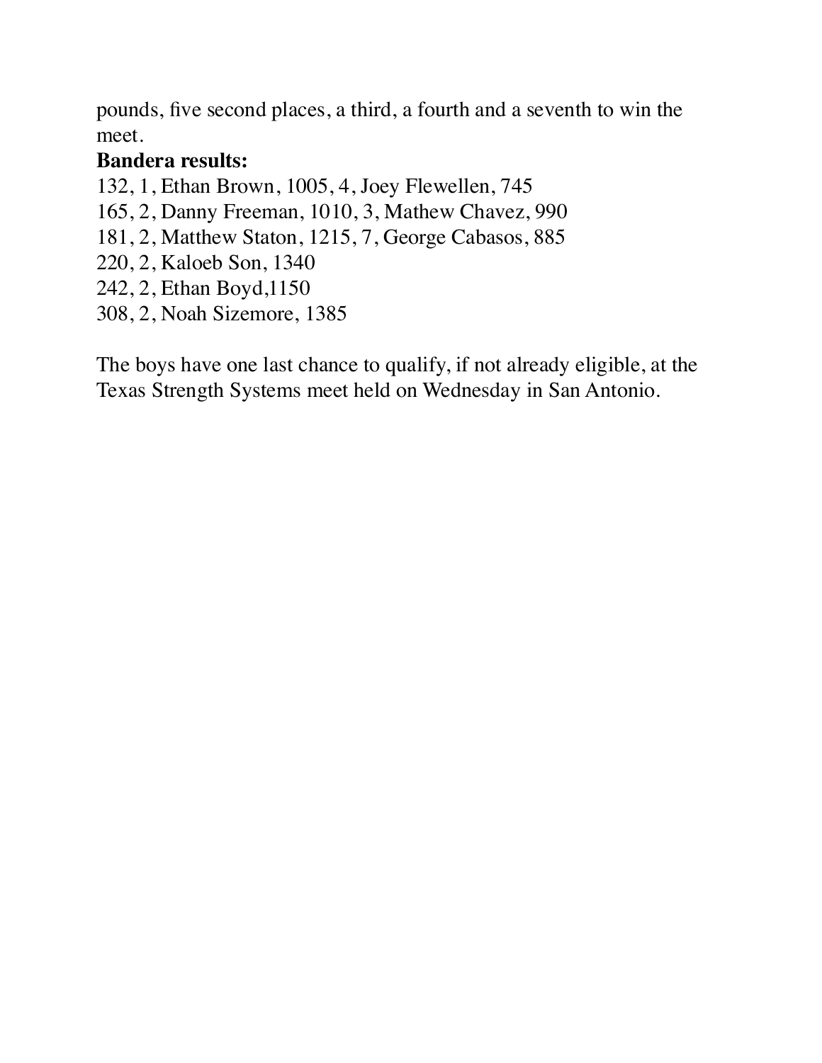pounds, five second places, a third, a fourth and a seventh to win the meet.

**Bandera results:**

132, 1, Ethan Brown, 1005, 4, Joey Flewellen, 745
165, 2, Danny Freeman, 1010, 3, Mathew Chavez, 990
181, 2, Matthew Staton, 1215, 7, George Cabasos, 885
220, 2, Kaloeb Son, 1340
242, 2, Ethan Boyd,1150
308, 2, Noah Sizemore, 1385

The boys have one last chance to qualify, if not already eligible, at the Texas Strength Systems meet held on Wednesday in San Antonio.